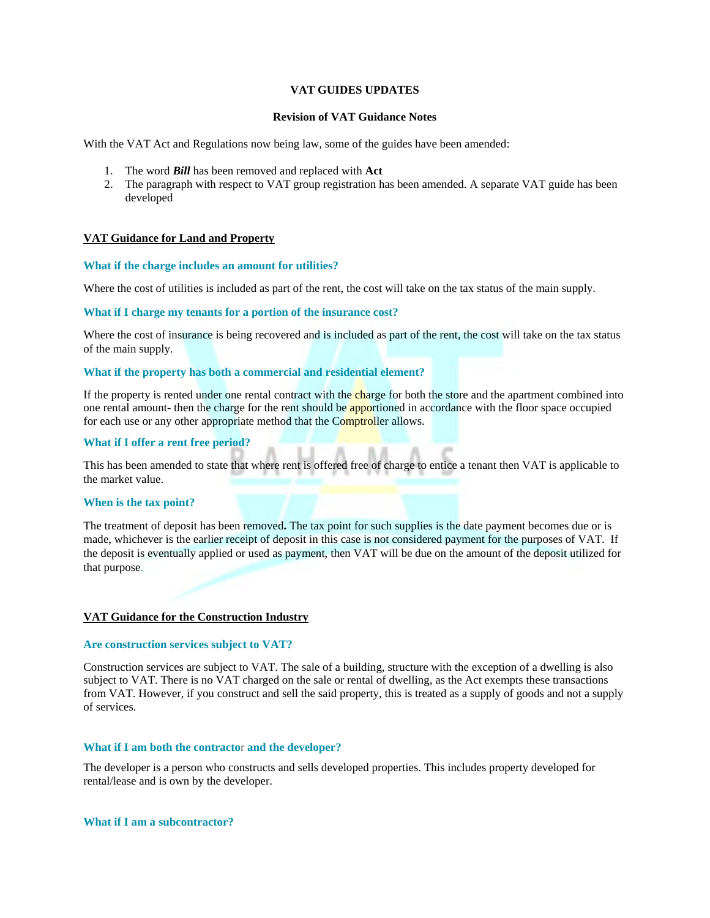**VAT GUIDES UPDATES**

**Revision of VAT Guidance Notes**

With the VAT Act and Regulations now being law, some of the guides have been amended:

1. The word ***Bill*** has been removed and replaced with **Act**
2. The paragraph with respect to VAT group registration has been amended. A separate VAT guide has been developed

## VAT Guidance for Land and Property

### What if the charge includes an amount for utilities?

Where the cost of utilities is included as part of the rent, the cost will take on the tax status of the main supply.

### What if I charge my tenants for a portion of the insurance cost?

Where the cost of insurance is being recovered and is included as part of the rent, the cost will take on the tax status of the main supply.

### What if the property has both a commercial and residential element?

If the property is rented under one rental contract with the charge for both the store and the apartment combined into one rental amount- then the charge for the rent should be apportioned in accordance with the floor space occupied for each use or any other appropriate method that the Comptroller allows.

### What if I offer a rent free period?

This has been amended to state that where rent is offered free of charge to entice a tenant then VAT is applicable to the market value.

### When is the tax point?

The treatment of deposit has been removed**.** The tax point for such supplies is the date payment becomes due or is made, whichever is the earlier receipt of deposit in this case is not considered payment for the purposes of VAT. If the deposit is eventually applied or used as payment, then VAT will be due on the amount of the deposit utilized for that purpose.

## VAT Guidance for the Construction Industry

### Are construction services subject to VAT?

Construction services are subject to VAT. The sale of a building, structure with the exception of a dwelling is also subject to VAT. There is no VAT charged on the sale or rental of dwelling, as the Act exempts these transactions from VAT. However, if you construct and sell the said property, this is treated as a supply of goods and not a supply of services.

### What if I am both the contractor and the developer?

The developer is a person who constructs and sells developed properties. This includes property developed for rental/lease and is own by the developer.

### What if I am a subcontractor?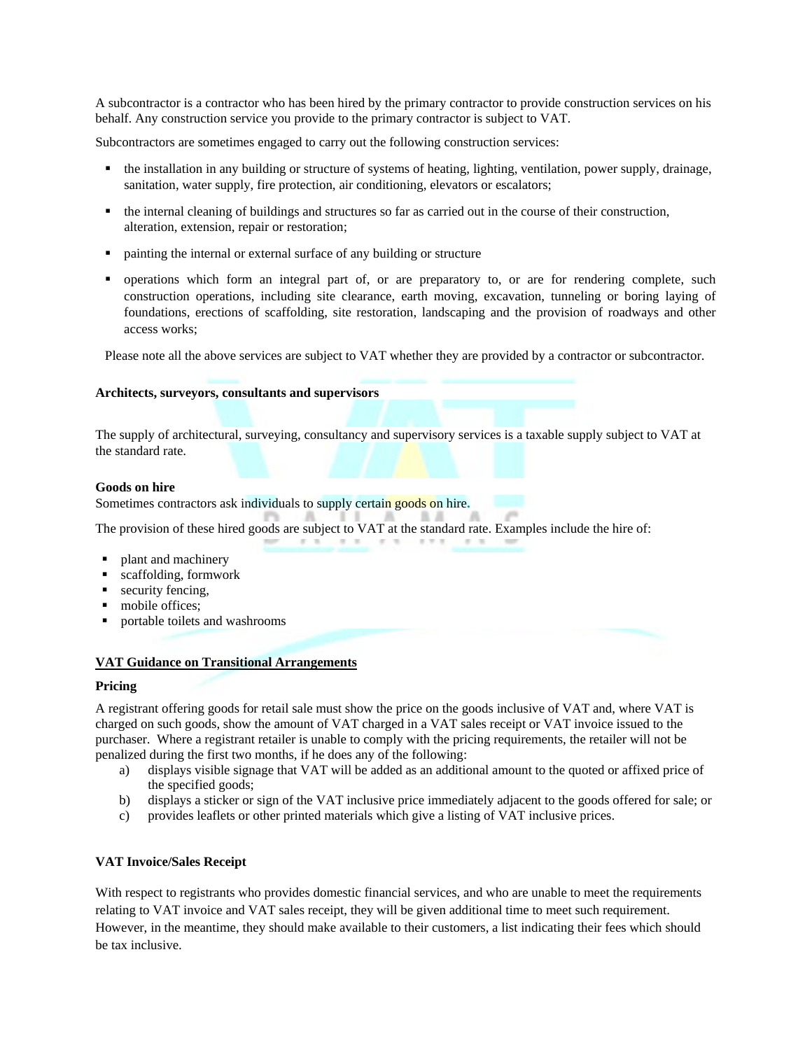A subcontractor is a contractor who has been hired by the primary contractor to provide construction services on his behalf. Any construction service you provide to the primary contractor is subject to VAT.

Subcontractors are sometimes engaged to carry out the following construction services:

- the installation in any building or structure of systems of heating, lighting, ventilation, power supply, drainage, sanitation, water supply, fire protection, air conditioning, elevators or escalators;
- the internal cleaning of buildings and structures so far as carried out in the course of their construction, alteration, extension, repair or restoration;
- painting the internal or external surface of any building or structure
- operations which form an integral part of, or are preparatory to, or are for rendering complete, such construction operations, including site clearance, earth moving, excavation, tunneling or boring laying of foundations, erections of scaffolding, site restoration, landscaping and the provision of roadways and other access works;

Please note all the above services are subject to VAT whether they are provided by a contractor or subcontractor.

**Architects, surveyors, consultants and supervisors**

The supply of architectural, surveying, consultancy and supervisory services is a taxable supply subject to VAT at the standard rate.

**Goods on hire**

Sometimes contractors ask individuals to supply certain goods on hire.

The provision of these hired goods are subject to VAT at the standard rate. Examples include the hire of:

- plant and machinery
- scaffolding, formwork
- security fencing,
- mobile offices;
- portable toilets and washrooms

**VAT Guidance on Transitional Arrangements**

**Pricing**

A registrant offering goods for retail sale must show the price on the goods inclusive of VAT and, where VAT is charged on such goods, show the amount of VAT charged in a VAT sales receipt or VAT invoice issued to the purchaser. Where a registrant retailer is unable to comply with the pricing requirements, the retailer will not be penalized during the first two months, if he does any of the following:

a) displays visible signage that VAT will be added as an additional amount to the quoted or affixed price of the specified goods;
b) displays a sticker or sign of the VAT inclusive price immediately adjacent to the goods offered for sale; or
c) provides leaflets or other printed materials which give a listing of VAT inclusive prices.

**VAT Invoice/Sales Receipt**

With respect to registrants who provides domestic financial services, and who are unable to meet the requirements relating to VAT invoice and VAT sales receipt, they will be given additional time to meet such requirement. However, in the meantime, they should make available to their customers, a list indicating their fees which should be tax inclusive.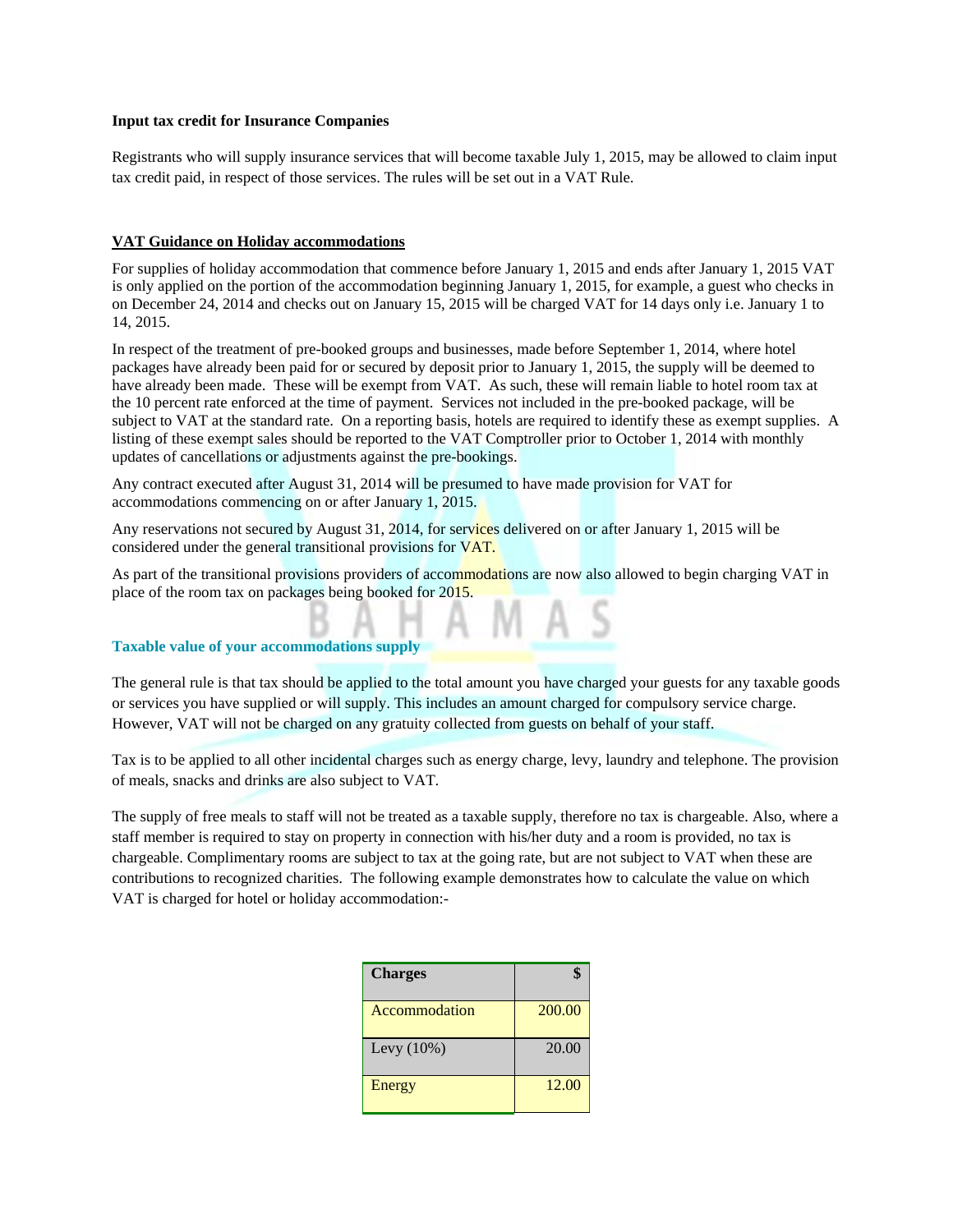**Input tax credit for Insurance Companies**

Registrants who will supply insurance services that will become taxable July 1, 2015, may be allowed to claim input tax credit paid, in respect of those services. The rules will be set out in a VAT Rule.

## VAT Guidance on Holiday accommodations

For supplies of holiday accommodation that commence before January 1, 2015 and ends after January 1, 2015 VAT is only applied on the portion of the accommodation beginning January 1, 2015, for example, a guest who checks in on December 24, 2014 and checks out on January 15, 2015 will be charged VAT for 14 days only i.e. January 1 to 14, 2015.

In respect of the treatment of pre-booked groups and businesses, made before September 1, 2014, where hotel packages have already been paid for or secured by deposit prior to January 1, 2015, the supply will be deemed to have already been made. These will be exempt from VAT. As such, these will remain liable to hotel room tax at the 10 percent rate enforced at the time of payment. Services not included in the pre-booked package, will be subject to VAT at the standard rate. On a reporting basis, hotels are required to identify these as exempt supplies. A listing of these exempt sales should be reported to the VAT Comptroller prior to October 1, 2014 with monthly updates of cancellations or adjustments against the pre-bookings.

Any contract executed after August 31, 2014 will be presumed to have made provision for VAT for accommodations commencing on or after January 1, 2015.

Any reservations not secured by August 31, 2014, for services delivered on or after January 1, 2015 will be considered under the general transitional provisions for VAT.

As part of the transitional provisions providers of accommodations are now also allowed to begin charging VAT in place of the room tax on packages being booked for 2015.

### Taxable value of your accommodations supply

The general rule is that tax should be applied to the total amount you have charged your guests for any taxable goods or services you have supplied or will supply. This includes an amount charged for compulsory service charge. However, VAT will not be charged on any gratuity collected from guests on behalf of your staff.

Tax is to be applied to all other incidental charges such as energy charge, levy, laundry and telephone. The provision of meals, snacks and drinks are also subject to VAT.

The supply of free meals to staff will not be treated as a taxable supply, therefore no tax is chargeable. Also, where a staff member is required to stay on property in connection with his/her duty and a room is provided, no tax is chargeable. Complimentary rooms are subject to tax at the going rate, but are not subject to VAT when these are contributions to recognized charities. The following example demonstrates how to calculate the value on which VAT is charged for hotel or holiday accommodation:-

| Charges | $ |
|---|---|
| Accommodation | 200.00 |
| Levy (10%) | 20.00 |
| Energy | 12.00 |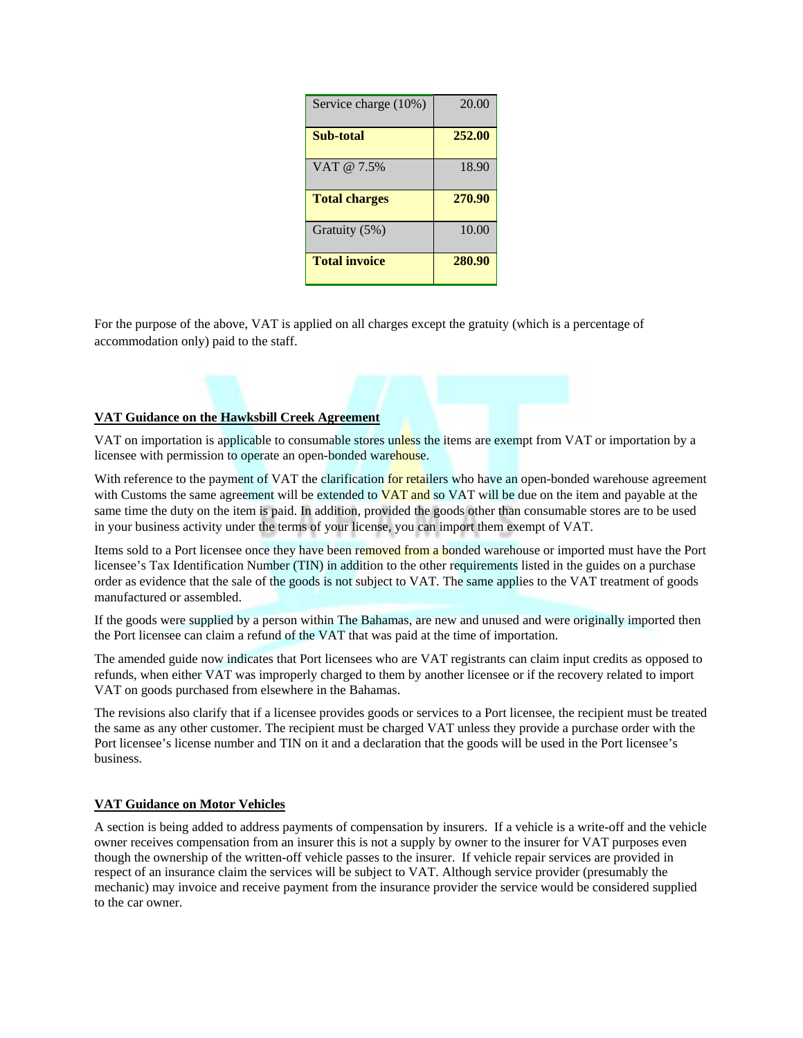| | |
|---|---|
| Service charge (10%) | 20.00 |
| **Sub-total** | **252.00** |
| VAT @ 7.5% | 18.90 |
| **Total charges** | **270.90** |
| Gratuity (5%) | 10.00 |
| **Total invoice** | **280.90** |

For the purpose of the above, VAT is applied on all charges except the gratuity (which is a percentage of accommodation only) paid to the staff.

**VAT Guidance on the Hawksbill Creek Agreement**

VAT on importation is applicable to consumable stores unless the items are exempt from VAT or importation by a licensee with permission to operate an open-bonded warehouse.

With reference to the payment of VAT the clarification for retailers who have an open-bonded warehouse agreement with Customs the same agreement will be extended to VAT and so VAT will be due on the item and payable at the same time the duty on the item is paid. In addition, provided the goods other than consumable stores are to be used in your business activity under the terms of your license, you can import them exempt of VAT.

Items sold to a Port licensee once they have been removed from a bonded warehouse or imported must have the Port licensee's Tax Identification Number (TIN) in addition to the other requirements listed in the guides on a purchase order as evidence that the sale of the goods is not subject to VAT. The same applies to the VAT treatment of goods manufactured or assembled.

If the goods were supplied by a person within The Bahamas, are new and unused and were originally imported then the Port licensee can claim a refund of the VAT that was paid at the time of importation.

The amended guide now indicates that Port licensees who are VAT registrants can claim input credits as opposed to refunds, when either VAT was improperly charged to them by another licensee or if the recovery related to import VAT on goods purchased from elsewhere in the Bahamas.

The revisions also clarify that if a licensee provides goods or services to a Port licensee, the recipient must be treated the same as any other customer. The recipient must be charged VAT unless they provide a purchase order with the Port licensee's license number and TIN on it and a declaration that the goods will be used in the Port licensee's business.

**VAT Guidance on Motor Vehicles**

A section is being added to address payments of compensation by insurers. If a vehicle is a write-off and the vehicle owner receives compensation from an insurer this is not a supply by owner to the insurer for VAT purposes even though the ownership of the written-off vehicle passes to the insurer. If vehicle repair services are provided in respect of an insurance claim the services will be subject to VAT. Although service provider (presumably the mechanic) may invoice and receive payment from the insurance provider the service would be considered supplied to the car owner.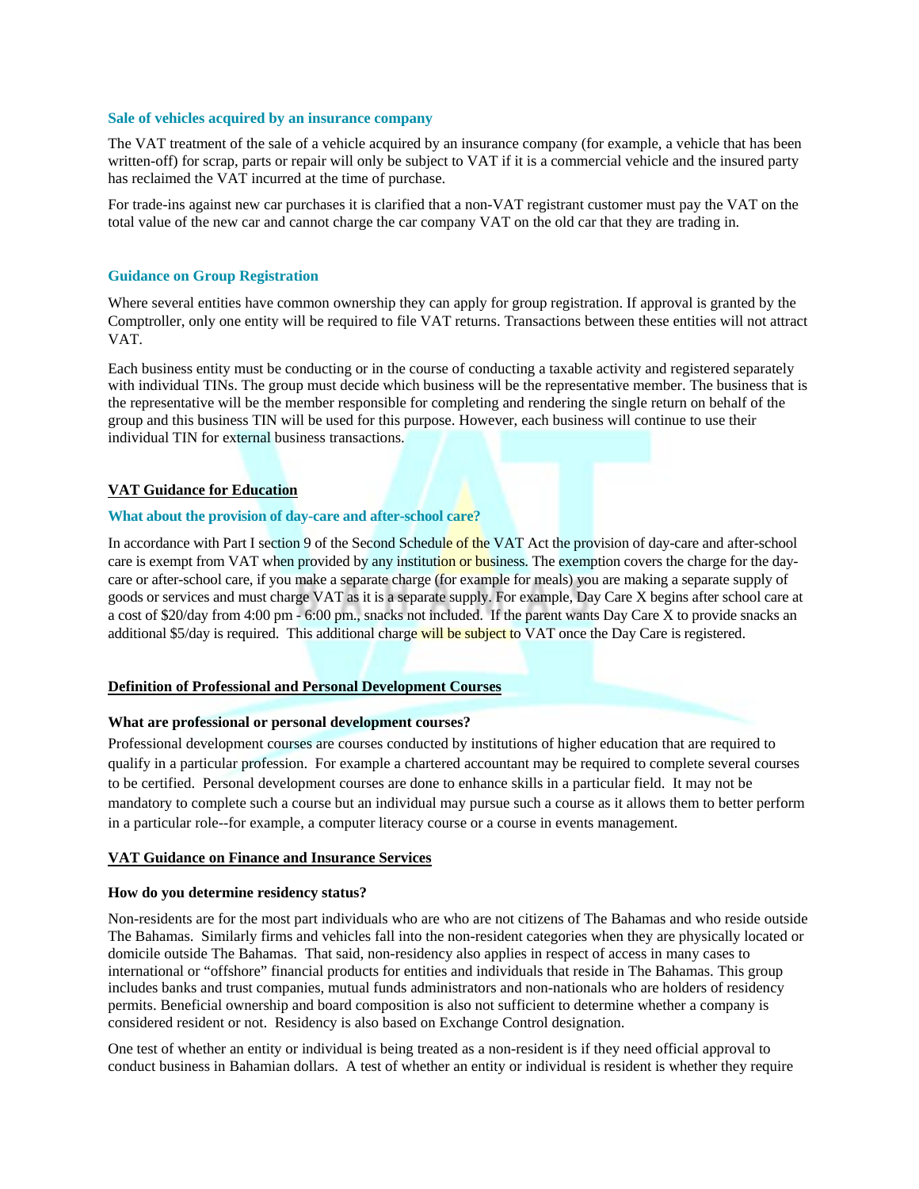### Sale of vehicles acquired by an insurance company

The VAT treatment of the sale of a vehicle acquired by an insurance company (for example, a vehicle that has been written-off) for scrap, parts or repair will only be subject to VAT if it is a commercial vehicle and the insured party has reclaimed the VAT incurred at the time of purchase.

For trade-ins against new car purchases it is clarified that a non-VAT registrant customer must pay the VAT on the total value of the new car and cannot charge the car company VAT on the old car that they are trading in.

### Guidance on Group Registration

Where several entities have common ownership they can apply for group registration. If approval is granted by the Comptroller, only one entity will be required to file VAT returns. Transactions between these entities will not attract VAT.

Each business entity must be conducting or in the course of conducting a taxable activity and registered separately with individual TINs. The group must decide which business will be the representative member. The business that is the representative will be the member responsible for completing and rendering the single return on behalf of the group and this business TIN will be used for this purpose. However, each business will continue to use their individual TIN for external business transactions.

## VAT Guidance for Education

### What about the provision of day-care and after-school care?

In accordance with Part I section 9 of the Second Schedule of the VAT Act the provision of day-care and after-school care is exempt from VAT when provided by any institution or business. The exemption covers the charge for the day-care or after-school care, if you make a separate charge (for example for meals) you are making a separate supply of goods or services and must charge VAT as it is a separate supply. For example, Day Care X begins after school care at a cost of $20/day from 4:00 pm - 6:00 pm., snacks not included.  If the parent wants Day Care X to provide snacks an additional $5/day is required.  This additional charge will be subject to VAT once the Day Care is registered.

## Definition of Professional and Personal Development Courses

**What are professional or personal development courses?**

Professional development courses are courses conducted by institutions of higher education that are required to qualify in a particular profession.  For example a chartered accountant may be required to complete several courses to be certified.  Personal development courses are done to enhance skills in a particular field.  It may not be mandatory to complete such a course but an individual may pursue such a course as it allows them to better perform in a particular role--for example, a computer literacy course or a course in events management.

## VAT Guidance on Finance and Insurance Services

**How do you determine residency status?**

Non-residents are for the most part individuals who are who are not citizens of The Bahamas and who reside outside The Bahamas.  Similarly firms and vehicles fall into the non-resident categories when they are physically located or domicile outside The Bahamas.  That said, non-residency also applies in respect of access in many cases to international or "offshore" financial products for entities and individuals that reside in The Bahamas. This group includes banks and trust companies, mutual funds administrators and non-nationals who are holders of residency permits. Beneficial ownership and board composition is also not sufficient to determine whether a company is considered resident or not.  Residency is also based on Exchange Control designation.

One test of whether an entity or individual is being treated as a non-resident is if they need official approval to conduct business in Bahamian dollars.  A test of whether an entity or individual is resident is whether they require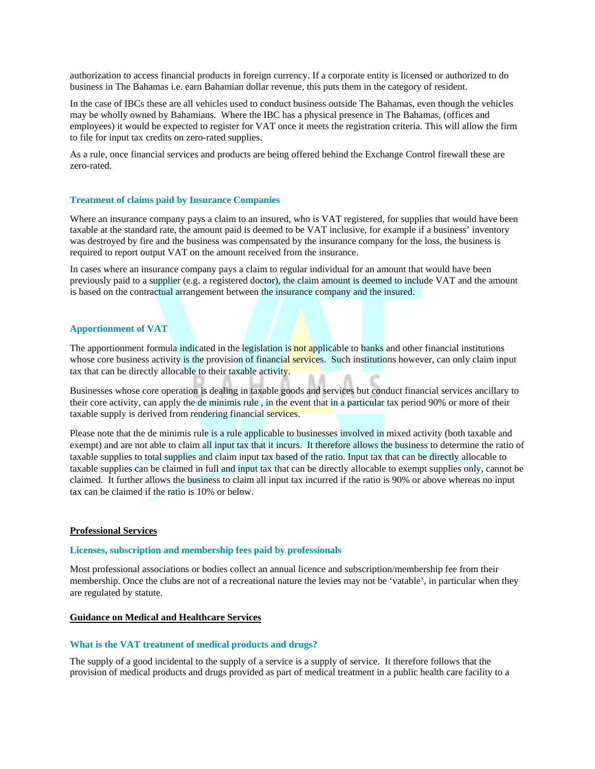authorization to access financial products in foreign currency. If a corporate entity is licensed or authorized to do business in The Bahamas i.e. earn Bahamian dollar revenue, this puts them in the category of resident.

In the case of IBCs these are all vehicles used to conduct business outside The Bahamas, even though the vehicles may be wholly owned by Bahamians. Where the IBC has a physical presence in The Bahamas, (offices and employees) it would be expected to register for VAT once it meets the registration criteria. This will allow the firm to file for input tax credits on zero-rated supplies.

As a rule, once financial services and products are being offered behind the Exchange Control firewall these are zero-rated.

### Treatment of claims paid by Insurance Companies

Where an insurance company pays a claim to an insured, who is VAT registered, for supplies that would have been taxable at the standard rate, the amount paid is deemed to be VAT inclusive, for example if a business' inventory was destroyed by fire and the business was compensated by the insurance company for the loss, the business is required to report output VAT on the amount received from the insurance.

In cases where an insurance company pays a claim to regular individual for an amount that would have been previously paid to a supplier (e.g. a registered doctor), the claim amount is deemed to include VAT and the amount is based on the contractual arrangement between the insurance company and the insured.

### Apportionment of VAT

The apportionment formula indicated in the legislation is not applicable to banks and other financial institutions whose core business activity is the provision of financial services. Such institutions however, can only claim input tax that can be directly allocable to their taxable activity.

Businesses whose core operation is dealing in taxable goods and services but conduct financial services ancillary to their core activity, can apply the de minimis rule , in the event that in a particular tax period 90% or more of their taxable supply is derived from rendering financial services.

Please note that the de minimis rule is a rule applicable to businesses involved in mixed activity (both taxable and exempt) and are not able to claim all input tax that it incurs. It therefore allows the business to determine the ratio of taxable supplies to total supplies and claim input tax based of the ratio. Input tax that can be directly allocable to taxable supplies can be claimed in full and input tax that can be directly allocable to exempt supplies only, cannot be claimed. It further allows the business to claim all input tax incurred if the ratio is 90% or above whereas no input tax can be claimed if the ratio is 10% or below.

## Professional Services

### Licenses, subscription and membership fees paid by professionals

Most professional associations or bodies collect an annual licence and subscription/membership fee from their membership. Once the clubs are not of a recreational nature the levies may not be 'vatable', in particular when they are regulated by statute.

## Guidance on Medical and Healthcare Services

### What is the VAT treatment of medical products and drugs?

The supply of a good incidental to the supply of a service is a supply of service. It therefore follows that the provision of medical products and drugs provided as part of medical treatment in a public health care facility to a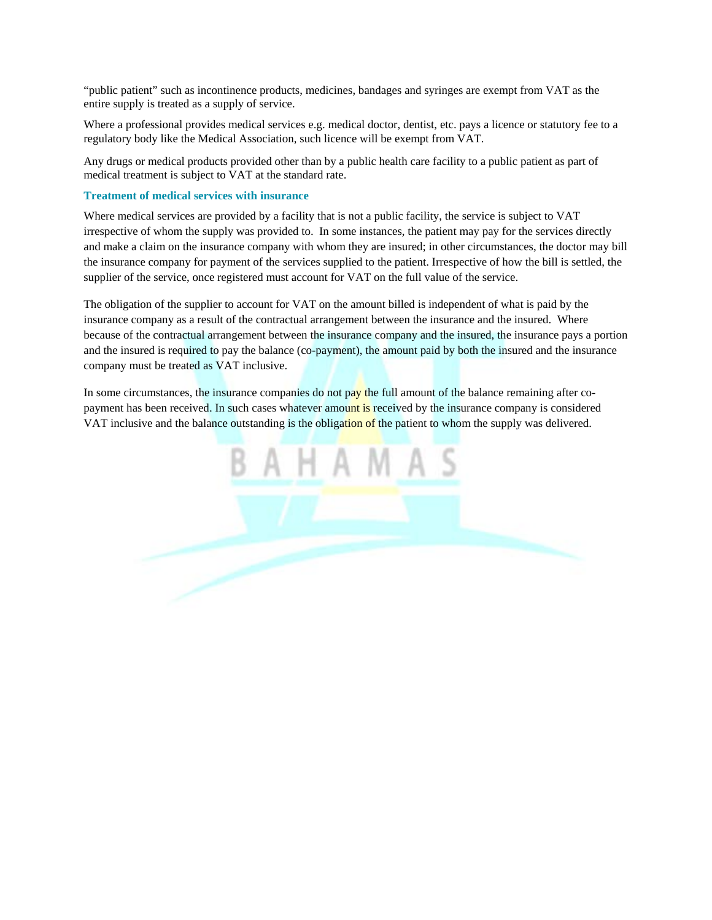"public patient" such as incontinence products, medicines, bandages and syringes are exempt from VAT as the entire supply is treated as a supply of service.

Where a professional provides medical services e.g. medical doctor, dentist, etc. pays a licence or statutory fee to a regulatory body like the Medical Association, such licence will be exempt from VAT.

Any drugs or medical products provided other than by a public health care facility to a public patient as part of medical treatment is subject to VAT at the standard rate.

### Treatment of medical services with insurance

Where medical services are provided by a facility that is not a public facility, the service is subject to VAT irrespective of whom the supply was provided to. In some instances, the patient may pay for the services directly and make a claim on the insurance company with whom they are insured; in other circumstances, the doctor may bill the insurance company for payment of the services supplied to the patient. Irrespective of how the bill is settled, the supplier of the service, once registered must account for VAT on the full value of the service.

The obligation of the supplier to account for VAT on the amount billed is independent of what is paid by the insurance company as a result of the contractual arrangement between the insurance and the insured. Where because of the contractual arrangement between the insurance company and the insured, the insurance pays a portion and the insured is required to pay the balance (co-payment), the amount paid by both the insured and the insurance company must be treated as VAT inclusive.

In some circumstances, the insurance companies do not pay the full amount of the balance remaining after co-payment has been received. In such cases whatever amount is received by the insurance company is considered VAT inclusive and the balance outstanding is the obligation of the patient to whom the supply was delivered.